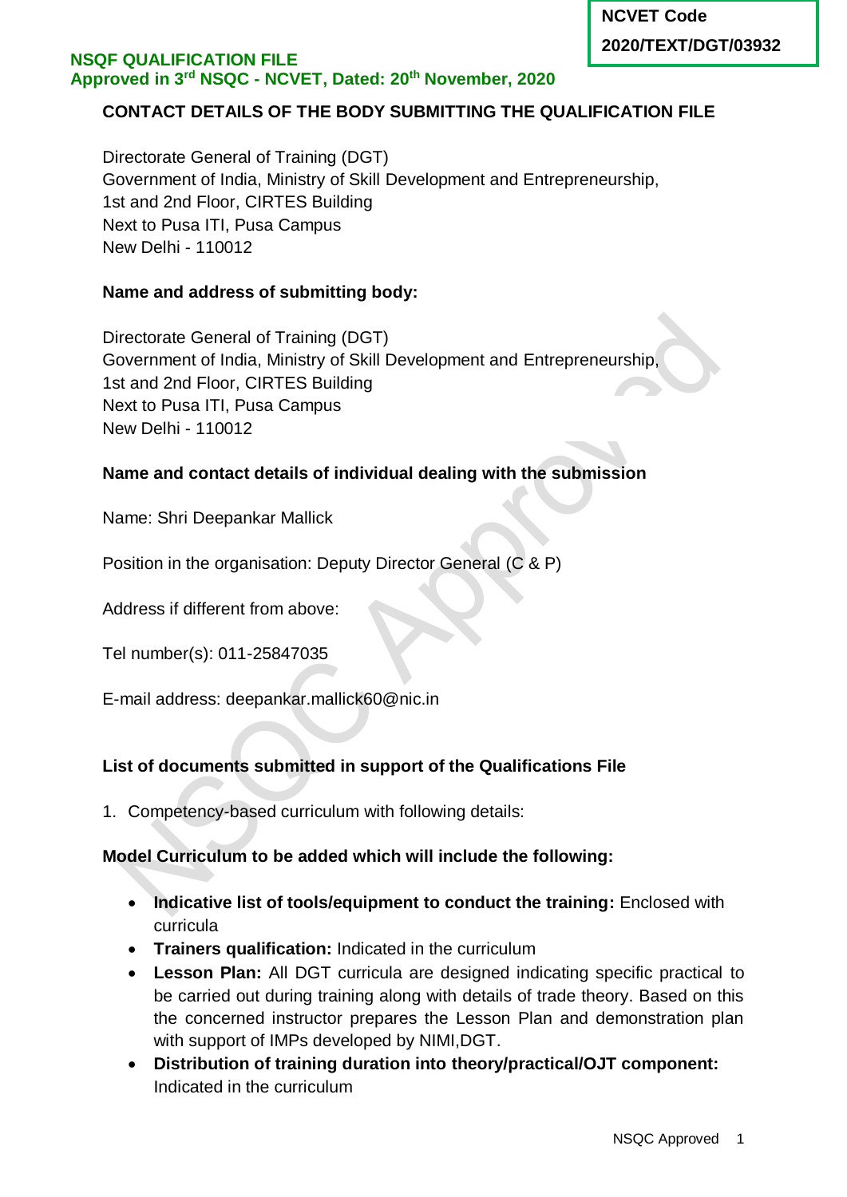**NCVET Code**
**2020/TEXT/DGT/03932**

**NSQF QUALIFICATION FILE**
**Approved in 3rd NSQC - NCVET, Dated: 20th November, 2020**

## CONTACT DETAILS OF THE BODY SUBMITTING THE QUALIFICATION FILE

Directorate General of Training (DGT)
Government of India, Ministry of Skill Development and Entrepreneurship,
1st and 2nd Floor, CIRTES Building
Next to Pusa ITI, Pusa Campus
New Delhi - 110012

**Name and address of submitting body:**

Directorate General of Training (DGT)
Government of India, Ministry of Skill Development and Entrepreneurship,
1st and 2nd Floor, CIRTES Building
Next to Pusa ITI, Pusa Campus
New Delhi - 110012

**Name and contact details of individual dealing with the submission**

Name: Shri Deepankar Mallick

Position in the organisation: Deputy Director General (C & P)

Address if different from above:

Tel number(s): 011-25847035

E-mail address: deepankar.mallick60@nic.in

**List of documents submitted in support of the Qualifications File**

1. Competency-based curriculum with following details:

**Model Curriculum to be added which will include the following:**

- **Indicative list of tools/equipment to conduct the training:** Enclosed with curricula
- **Trainers qualification:** Indicated in the curriculum
- **Lesson Plan:** All DGT curricula are designed indicating specific practical to be carried out during training along with details of trade theory. Based on this the concerned instructor prepares the Lesson Plan and demonstration plan with support of IMPs developed by NIMI,DGT.
- **Distribution of training duration into theory/practical/OJT component:** Indicated in the curriculum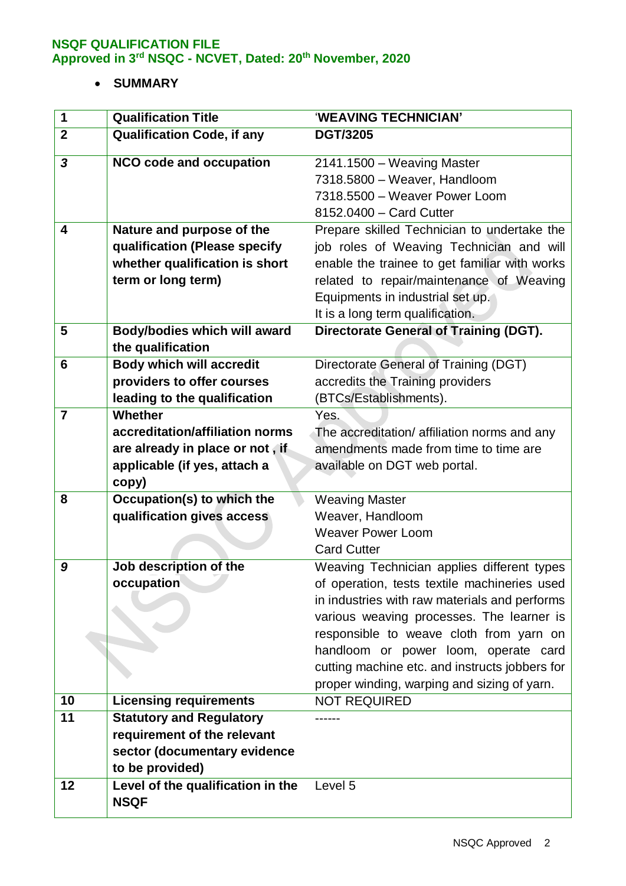**NSQF QUALIFICATION FILE**
**Approved in 3rd NSQC - NCVET, Dated: 20th November, 2020**

- **SUMMARY**

| | | |
|---|---|---|
| **1** | **Qualification Title** | **'WEAVING TECHNICIAN'** |
| **2** | **Qualification Code, if any** | **DGT/3205** |
| ***3*** | **NCO code and occupation** | 2141.1500 – Weaving Master<br>7318.5800 – Weaver, Handloom<br>7318.5500 – Weaver Power Loom<br>8152.0400 – Card Cutter |
| **4** | **Nature and purpose of the qualification (Please specify whether qualification is short term or long term)** | Prepare skilled Technician to undertake the job roles of Weaving Technician and will enable the trainee to get familiar with works related to repair/maintenance of Weaving Equipments in industrial set up.<br>It is a long term qualification. |
| **5** | **Body/bodies which will award the qualification** | **Directorate General of Training (DGT).** |
| **6** | **Body which will accredit providers to offer courses leading to the qualification** | Directorate General of Training (DGT) accredits the Training providers (BTCs/Establishments). |
| **7** | **Whether accreditation/affiliation norms are already in place or not , if applicable (if yes, attach a copy)** | Yes.<br>The accreditation/ affiliation norms and any amendments made from time to time are available on DGT web portal. |
| **8** | **Occupation(s) to which the qualification gives access** | Weaving Master<br>Weaver, Handloom<br>Weaver Power Loom<br>Card Cutter |
| ***9*** | **Job description of the occupation** | Weaving Technician applies different types of operation, tests textile machineries used in industries with raw materials and performs various weaving processes. The learner is responsible to weave cloth from yarn on handloom or power loom, operate card cutting machine etc. and instructs jobbers for proper winding, warping and sizing of yarn. |
| **10** | **Licensing requirements** | NOT REQUIRED |
| **11** | **Statutory and Regulatory requirement of the relevant sector (documentary evidence to be provided)** | ------ |
| **12** | **Level of the qualification in the NSQF** | Level 5 |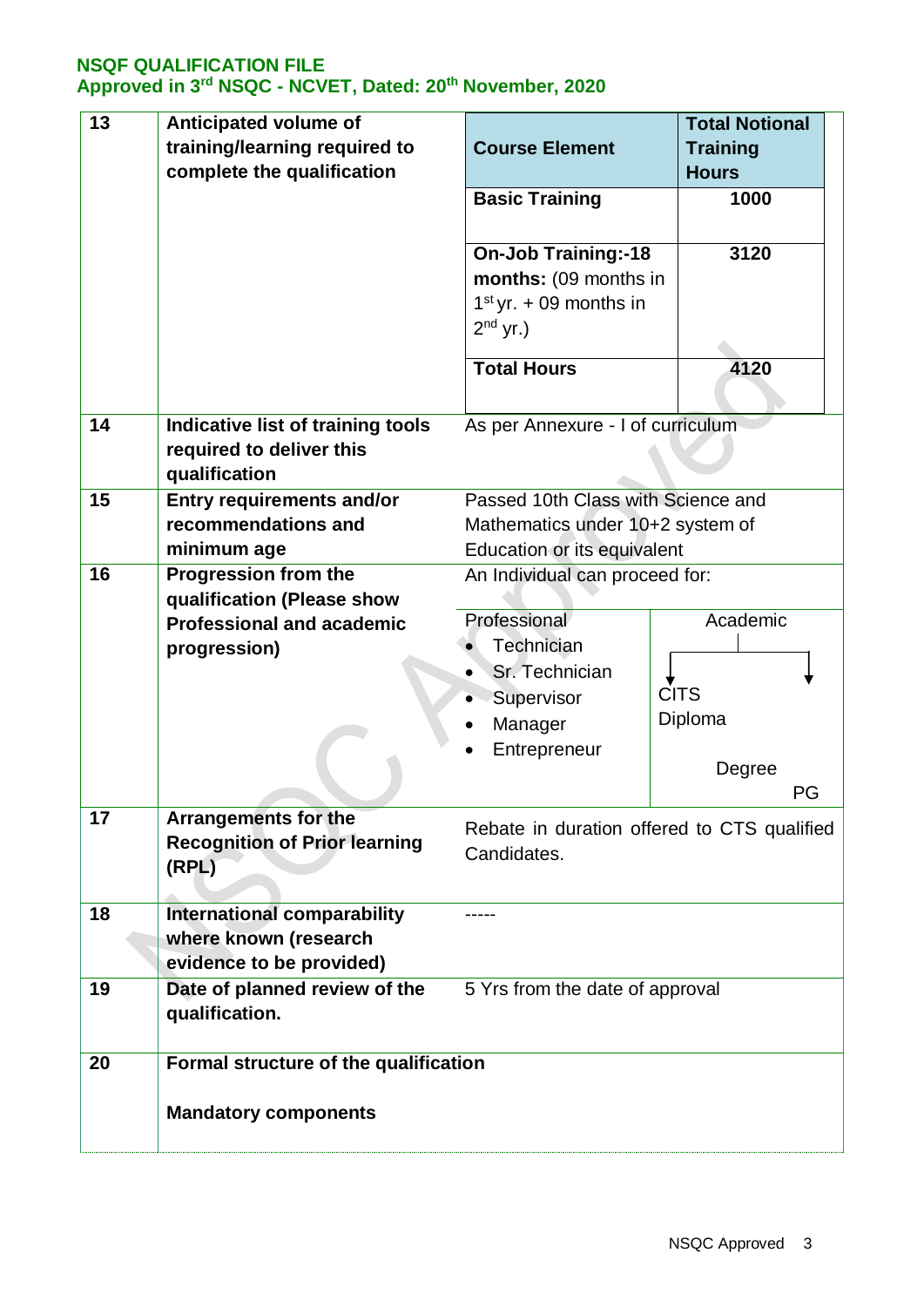| 13 | Anticipated volume of training/learning required to complete the qualification | **Course Element** | **Total Notional Training Hours** |
|---|---|---|---|
| | | **Basic Training** | **1000** |
| | | **On-Job Training:-18 months:** (09 months in 1st yr. + 09 months in 2nd yr.) | **3120** |
| | | **Total Hours** | **4120** |
| 14 | **Indicative list of training tools required to deliver this qualification** | As per Annexure - I of curriculum | |
| 15 | **Entry requirements and/or recommendations and minimum age** | Passed 10th Class with Science and Mathematics under 10+2 system of Education or its equivalent | |
| 16 | **Progression from the qualification (Please show Professional and academic progression)** | An Individual can proceed for: Professional: • Technician • Sr. Technician • Supervisor • Manager • Entrepreneur | Academic: CITS; Diploma → Degree → PG |
| 17 | **Arrangements for the Recognition of Prior learning (RPL)** | Rebate in duration offered to CTS qualified Candidates. | |
| 18 | **International comparability where known (research evidence to be provided)** | ----- | |
| 19 | **Date of planned review of the qualification.** | 5 Yrs from the date of approval | |
| 20 | **Formal structure of the qualification** **Mandatory components** | | |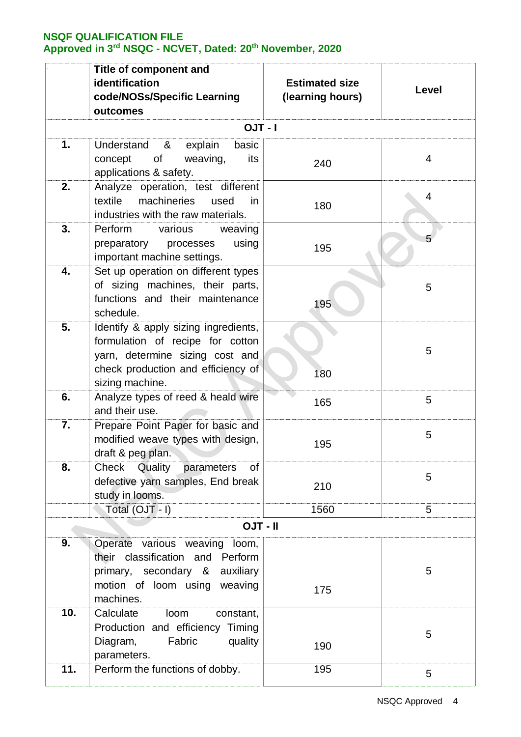| | Title of component and identification code/NOSs/Specific Learning outcomes | Estimated size (learning hours) | Level |
|---|---|---|---|
| | **OJT - I** | | |
| **1.** | Understand & explain basic concept of weaving, its applications & safety. | 240 | 4 |
| **2.** | Analyze operation, test different textile machineries used in industries with the raw materials. | 180 | 4 |
| **3.** | Perform various weaving preparatory processes using important machine settings. | 195 | 5 |
| **4.** | Set up operation on different types of sizing machines, their parts, functions and their maintenance schedule. | 195 | 5 |
| **5.** | Identify & apply sizing ingredients, formulation of recipe for cotton yarn, determine sizing cost and check production and efficiency of sizing machine. | 180 | 5 |
| **6.** | Analyze types of reed & heald wire and their use. | 165 | 5 |
| **7.** | Prepare Point Paper for basic and modified weave types with design, draft & peg plan. | 195 | 5 |
| **8.** | Check Quality parameters of defective yarn samples, End break study in looms. | 210 | 5 |
| | Total (OJT - I) | 1560 | 5 |
| | **OJT - II** | | |
| **9.** | Operate various weaving loom, their classification and Perform primary, secondary & auxiliary motion of loom using weaving machines. | 175 | 5 |
| **10.** | Calculate loom constant, Production and efficiency Timing Diagram, Fabric quality parameters. | 190 | 5 |
| **11.** | Perform the functions of dobby. | 195 | 5 |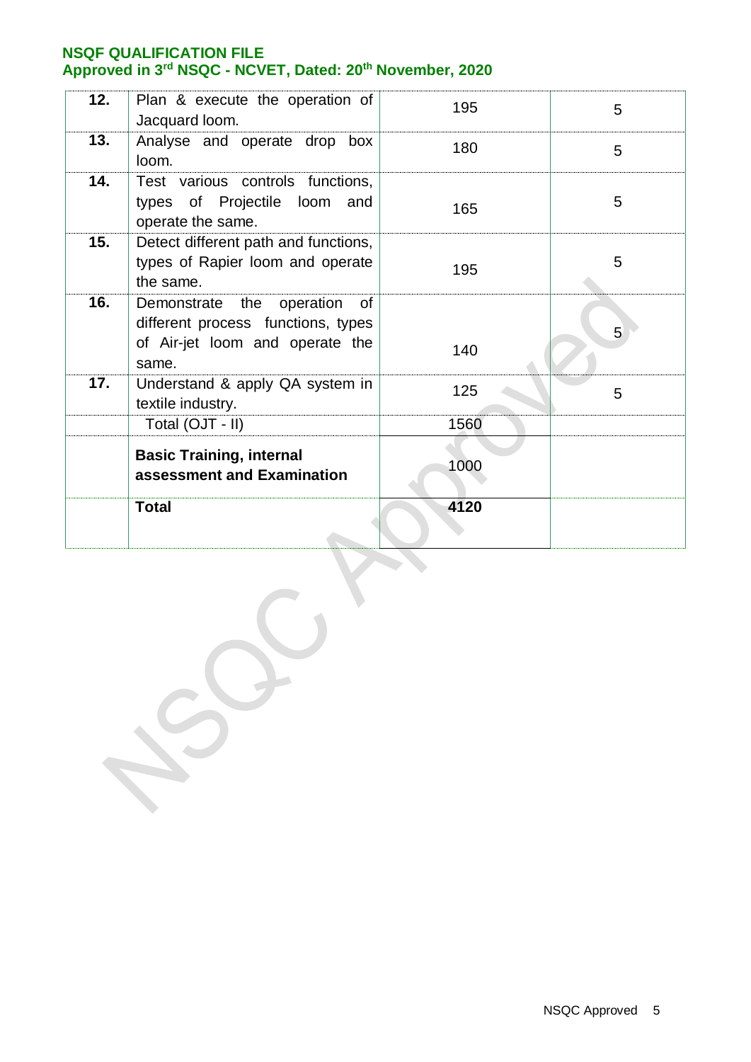| | | | |
|---|---|---|---|
| **12.** | Plan & execute the operation of Jacquard loom. | 195 | 5 |
| **13.** | Analyse and operate drop box loom. | 180 | 5 |
| **14.** | Test various controls functions, types of Projectile loom and operate the same. | 165 | 5 |
| **15.** | Detect different path and functions, types of Rapier loom and operate the same. | 195 | 5 |
| **16.** | Demonstrate the operation of different process functions, types of Air-jet loom and operate the same. | 140 | 5 |
| **17.** | Understand & apply QA system in textile industry. | 125 | 5 |
| | Total (OJT - II) | 1560 | |
| | **Basic Training, internal assessment and Examination** | 1000 | |
| | **Total** | **4120** | |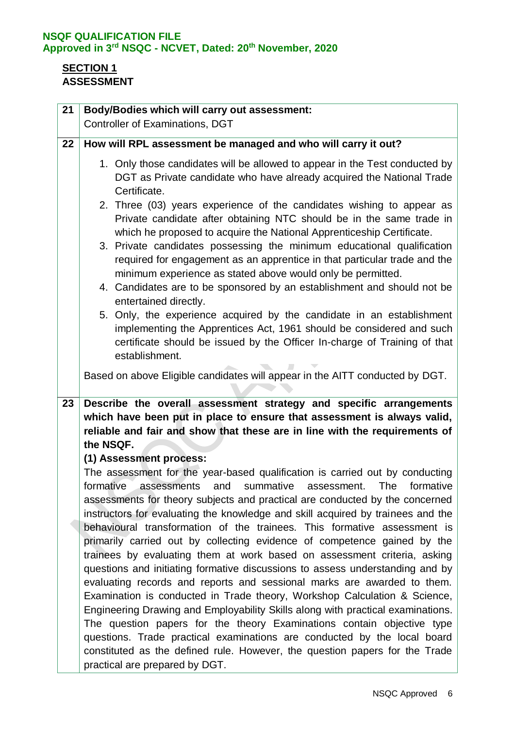**SECTION 1**
**ASSESSMENT**

| | |
|---|---|
| 21 | **Body/Bodies which will carry out assessment:**<br>Controller of Examinations, DGT |
| 22 | **How will RPL assessment be managed and who will carry it out?**<br>1. Only those candidates will be allowed to appear in the Test conducted by DGT as Private candidate who have already acquired the National Trade Certificate.<br>2. Three (03) years experience of the candidates wishing to appear as Private candidate after obtaining NTC should be in the same trade in which he proposed to acquire the National Apprenticeship Certificate.<br>3. Private candidates possessing the minimum educational qualification required for engagement as an apprentice in that particular trade and the minimum experience as stated above would only be permitted.<br>4. Candidates are to be sponsored by an establishment and should not be entertained directly.<br>5. Only, the experience acquired by the candidate in an establishment implementing the Apprentices Act, 1961 should be considered and such certificate should be issued by the Officer In-charge of Training of that establishment.<br><br>Based on above Eligible candidates will appear in the AITT conducted by DGT. |
| 23 | **Describe the overall assessment strategy and specific arrangements which have been put in place to ensure that assessment is always valid, reliable and fair and show that these are in line with the requirements of the NSQF.**<br>**(1) Assessment process:**<br>The assessment for the year-based qualification is carried out by conducting formative assessments and summative assessment. The formative assessments for theory subjects and practical are conducted by the concerned instructors for evaluating the knowledge and skill acquired by trainees and the behavioural transformation of the trainees. This formative assessment is primarily carried out by collecting evidence of competence gained by the trainees by evaluating them at work based on assessment criteria, asking questions and initiating formative discussions to assess understanding and by evaluating records and reports and sessional marks are awarded to them. Examination is conducted in Trade theory, Workshop Calculation & Science, Engineering Drawing and Employability Skills along with practical examinations. The question papers for the theory Examinations contain objective type questions. Trade practical examinations are conducted by the local board constituted as the defined rule. However, the question papers for the Trade practical are prepared by DGT. |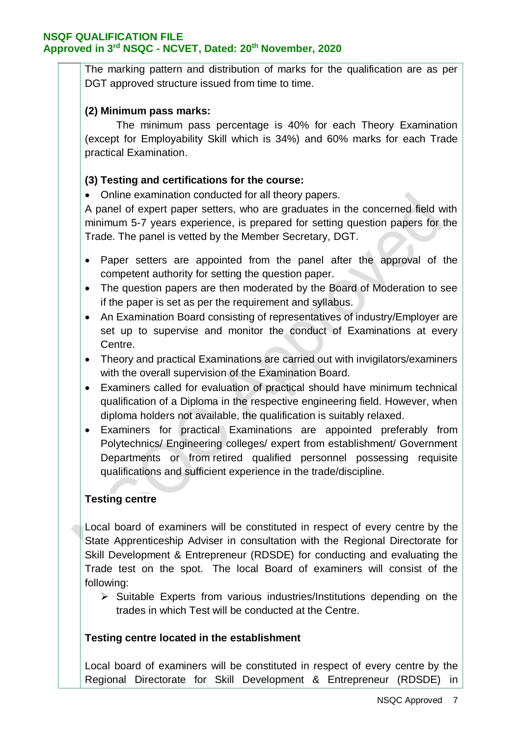The marking pattern and distribution of marks for the qualification are as per DGT approved structure issued from time to time.

**(2) Minimum pass marks:**

The minimum pass percentage is 40% for each Theory Examination (except for Employability Skill which is 34%) and 60% marks for each Trade practical Examination.

**(3) Testing and certifications for the course:**

- Online examination conducted for all theory papers.

A panel of expert paper setters, who are graduates in the concerned field with minimum 5-7 years experience, is prepared for setting question papers for the Trade. The panel is vetted by the Member Secretary, DGT.

- Paper setters are appointed from the panel after the approval of the competent authority for setting the question paper.
- The question papers are then moderated by the Board of Moderation to see if the paper is set as per the requirement and syllabus.
- An Examination Board consisting of representatives of industry/Employer are set up to supervise and monitor the conduct of Examinations at every Centre.
- Theory and practical Examinations are carried out with invigilators/examiners with the overall supervision of the Examination Board.
- Examiners called for evaluation of practical should have minimum technical qualification of a Diploma in the respective engineering field. However, when diploma holders not available, the qualification is suitably relaxed.
- Examiners for practical Examinations are appointed preferably from Polytechnics/ Engineering colleges/ expert from establishment/ Government Departments or from retired qualified personnel possessing requisite qualifications and sufficient experience in the trade/discipline.

**Testing centre**

Local board of examiners will be constituted in respect of every centre by the State Apprenticeship Adviser in consultation with the Regional Directorate for Skill Development & Entrepreneur (RDSDE) for conducting and evaluating the Trade test on the spot. The local Board of examiners will consist of the following:

- Suitable Experts from various industries/Institutions depending on the trades in which Test will be conducted at the Centre.

**Testing centre located in the establishment**

Local board of examiners will be constituted in respect of every centre by the Regional Directorate for Skill Development & Entrepreneur (RDSDE) in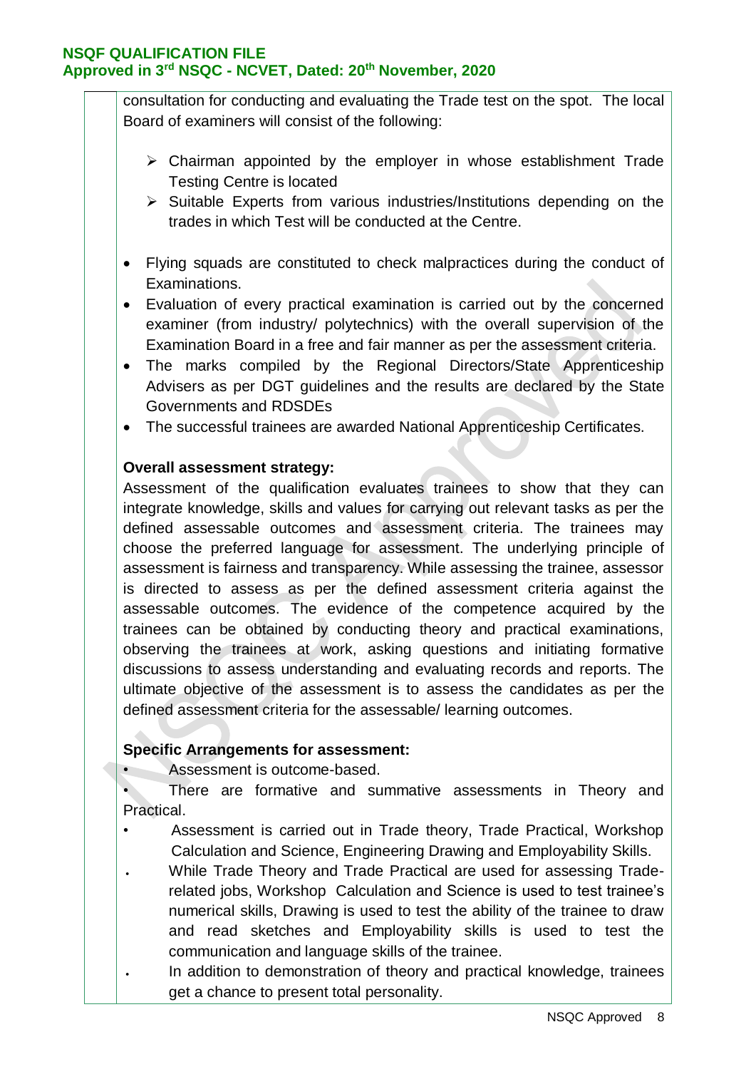consultation for conducting and evaluating the Trade test on the spot. The local Board of examiners will consist of the following:

- Chairman appointed by the employer in whose establishment Trade Testing Centre is located
- Suitable Experts from various industries/Institutions depending on the trades in which Test will be conducted at the Centre.

- Flying squads are constituted to check malpractices during the conduct of Examinations.
- Evaluation of every practical examination is carried out by the concerned examiner (from industry/ polytechnics) with the overall supervision of the Examination Board in a free and fair manner as per the assessment criteria.
- The marks compiled by the Regional Directors/State Apprenticeship Advisers as per DGT guidelines and the results are declared by the State Governments and RDSDEs
- The successful trainees are awarded National Apprenticeship Certificates.

**Overall assessment strategy:**

Assessment of the qualification evaluates trainees to show that they can integrate knowledge, skills and values for carrying out relevant tasks as per the defined assessable outcomes and assessment criteria. The trainees may choose the preferred language for assessment. The underlying principle of assessment is fairness and transparency. While assessing the trainee, assessor is directed to assess as per the defined assessment criteria against the assessable outcomes. The evidence of the competence acquired by the trainees can be obtained by conducting theory and practical examinations, observing the trainees at work, asking questions and initiating formative discussions to assess understanding and evaluating records and reports. The ultimate objective of the assessment is to assess the candidates as per the defined assessment criteria for the assessable/ learning outcomes.

**Specific Arrangements for assessment:**

- Assessment is outcome-based.
- There are formative and summative assessments in Theory and Practical.
- Assessment is carried out in Trade theory, Trade Practical, Workshop Calculation and Science, Engineering Drawing and Employability Skills.
- While Trade Theory and Trade Practical are used for assessing Trade-related jobs, Workshop Calculation and Science is used to test trainee's numerical skills, Drawing is used to test the ability of the trainee to draw and read sketches and Employability skills is used to test the communication and language skills of the trainee.
- In addition to demonstration of theory and practical knowledge, trainees get a chance to present total personality.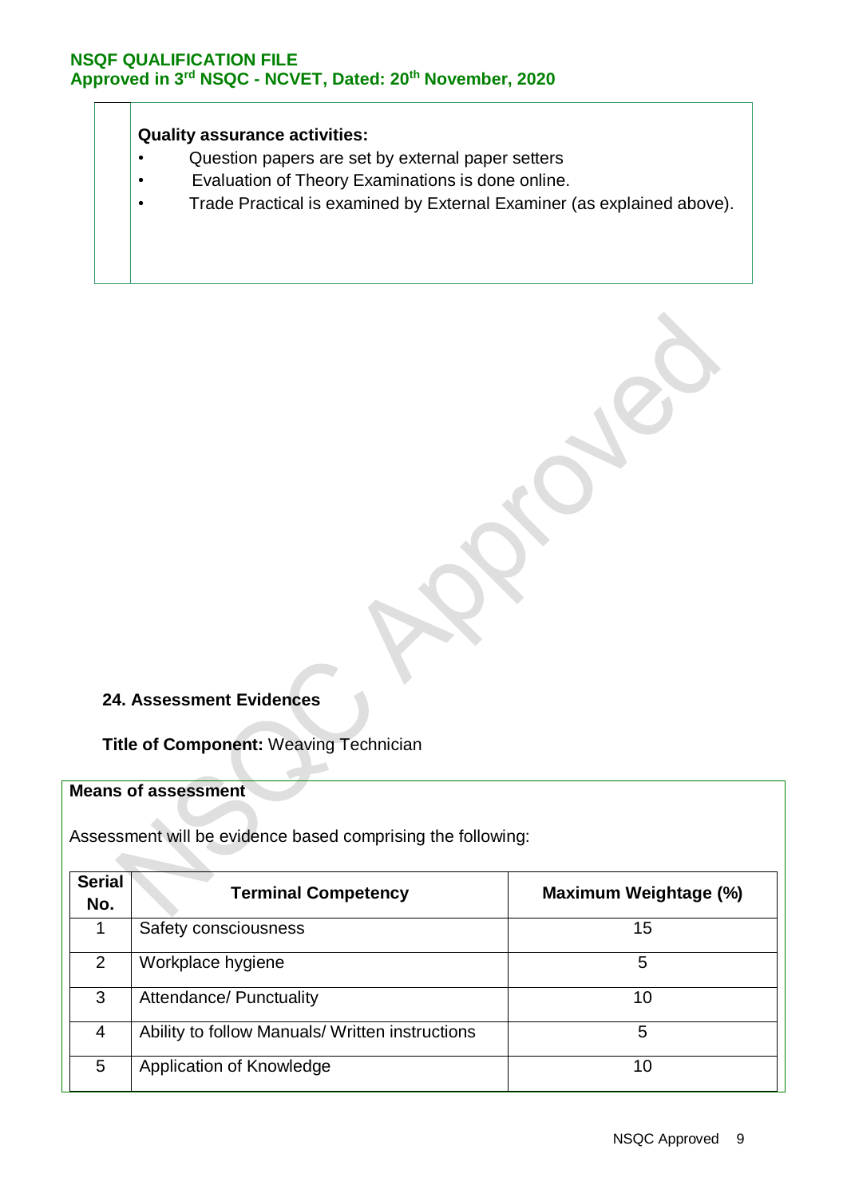**Quality assurance activities:**

- Question papers are set by external paper setters
- Evaluation of Theory Examinations is done online.
- Trade Practical is examined by External Examiner (as explained above).

**24. Assessment Evidences**

**Title of Component:** Weaving Technician

**Means of assessment**

Assessment will be evidence based comprising the following:

| Serial No. | Terminal Competency | Maximum Weightage (%) |
|---|---|---|
| 1 | Safety consciousness | 15 |
| 2 | Workplace hygiene | 5 |
| 3 | Attendance/ Punctuality | 10 |
| 4 | Ability to follow Manuals/ Written instructions | 5 |
| 5 | Application of Knowledge | 10 |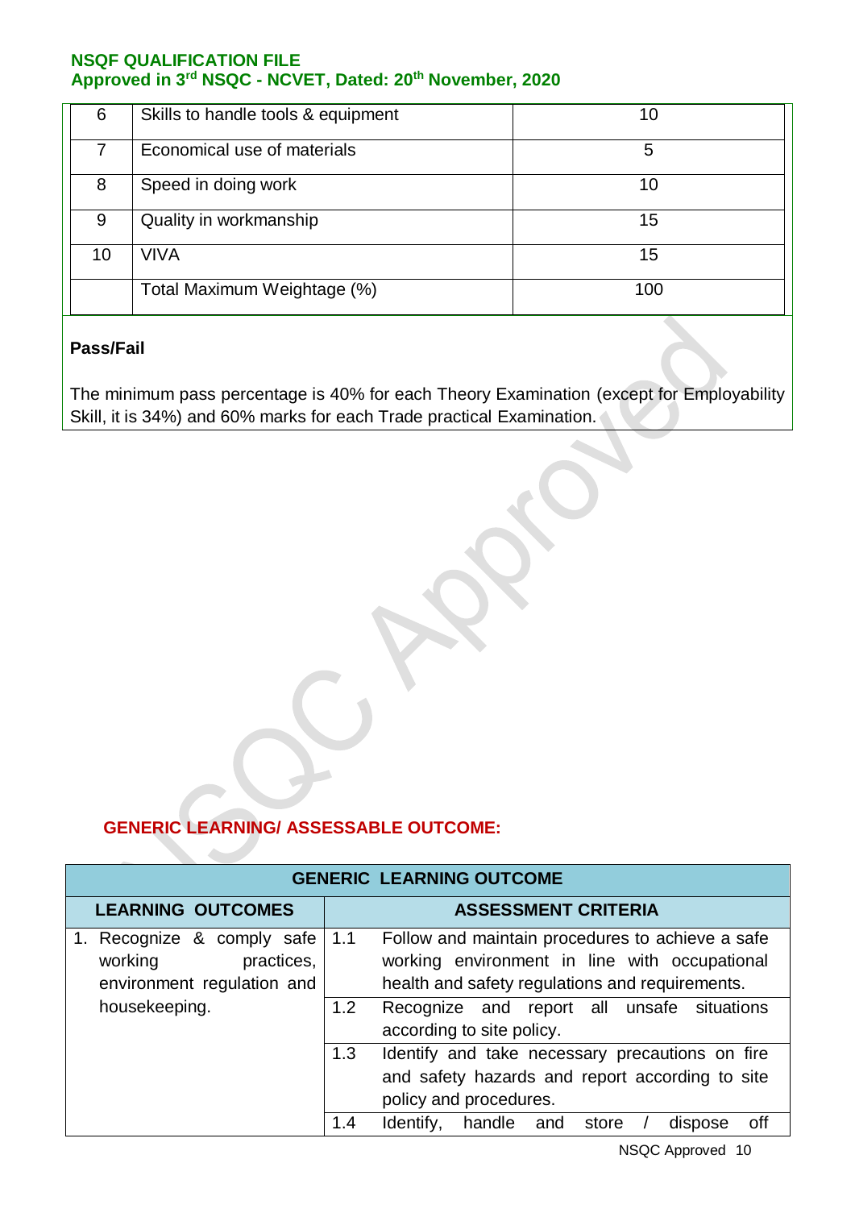| 6 | Skills to handle tools & equipment | 10 |
|---|---|---|
| 7 | Economical use of materials | 5 |
| 8 | Speed in doing work | 10 |
| 9 | Quality in workmanship | 15 |
| 10 | VIVA | 15 |
| | Total Maximum Weightage (%) | 100 |

**Pass/Fail**

The minimum pass percentage is 40% for each Theory Examination (except for Employability Skill, it is 34%) and 60% marks for each Trade practical Examination.

## GENERIC LEARNING/ ASSESSABLE OUTCOME:

| GENERIC LEARNING OUTCOME | | |
|---|---|---|
| **LEARNING OUTCOMES** | **ASSESSMENT CRITERIA** | |
| 1. Recognize & comply safe working practices, environment regulation and housekeeping. | 1.1 | Follow and maintain procedures to achieve a safe working environment in line with occupational health and safety regulations and requirements. |
| | 1.2 | Recognize and report all unsafe situations according to site policy. |
| | 1.3 | Identify and take necessary precautions on fire and safety hazards and report according to site policy and procedures. |
| | 1.4 | Identify, handle and store / dispose off |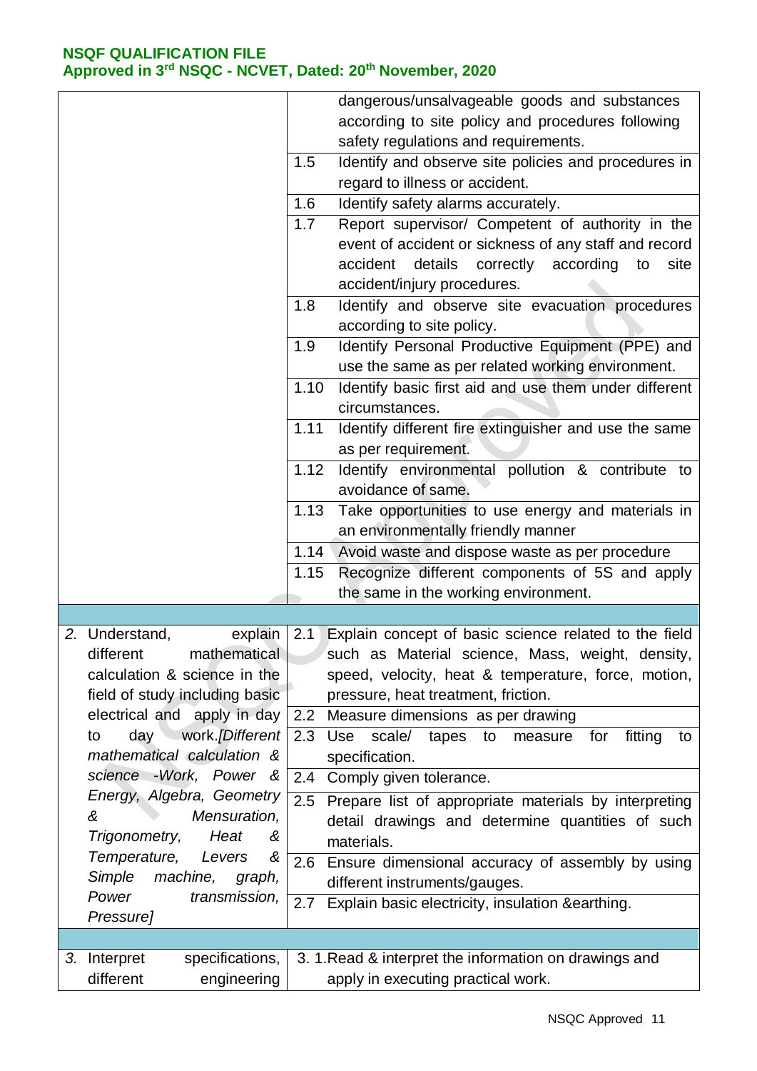| | |
|---|---|
| | dangerous/unsalvageable goods and substances according to site policy and procedures following safety regulations and requirements. |
| | 1.5 Identify and observe site policies and procedures in regard to illness or accident. |
| | 1.6 Identify safety alarms accurately. |
| | 1.7 Report supervisor/ Competent of authority in the event of accident or sickness of any staff and record accident details correctly according to site accident/injury procedures. |
| | 1.8 Identify and observe site evacuation procedures according to site policy. |
| | 1.9 Identify Personal Productive Equipment (PPE) and use the same as per related working environment. |
| | 1.10 Identify basic first aid and use them under different circumstances. |
| | 1.11 Identify different fire extinguisher and use the same as per requirement. |
| | 1.12 Identify environmental pollution & contribute to avoidance of same. |
| | 1.13 Take opportunities to use energy and materials in an environmentally friendly manner |
| | 1.14 Avoid waste and dispose waste as per procedure |
| | 1.15 Recognize different components of 5S and apply the same in the working environment. |
| | |
| 2. Understand, explain different mathematical calculation & science in the field of study including basic electrical and apply in day to day work.*[Different mathematical calculation & science -Work, Power & Energy, Algebra, Geometry & Mensuration, Trigonometry, Heat & Temperature, Levers & Simple machine, graph, Power transmission, Pressure]* | 2.1 Explain concept of basic science related to the field such as Material science, Mass, weight, density, speed, velocity, heat & temperature, force, motion, pressure, heat treatment, friction. |
| | 2.2 Measure dimensions as per drawing |
| | 2.3 Use scale/ tapes to measure for fitting to specification. |
| | 2.4 Comply given tolerance. |
| | 2.5 Prepare list of appropriate materials by interpreting detail drawings and determine quantities of such materials. |
| | 2.6 Ensure dimensional accuracy of assembly by using different instruments/gauges. |
| | 2.7 Explain basic electricity, insulation &earthing. |
| | |
| 3. Interpret specifications, different engineering | 3. 1.Read & interpret the information on drawings and apply in executing practical work. |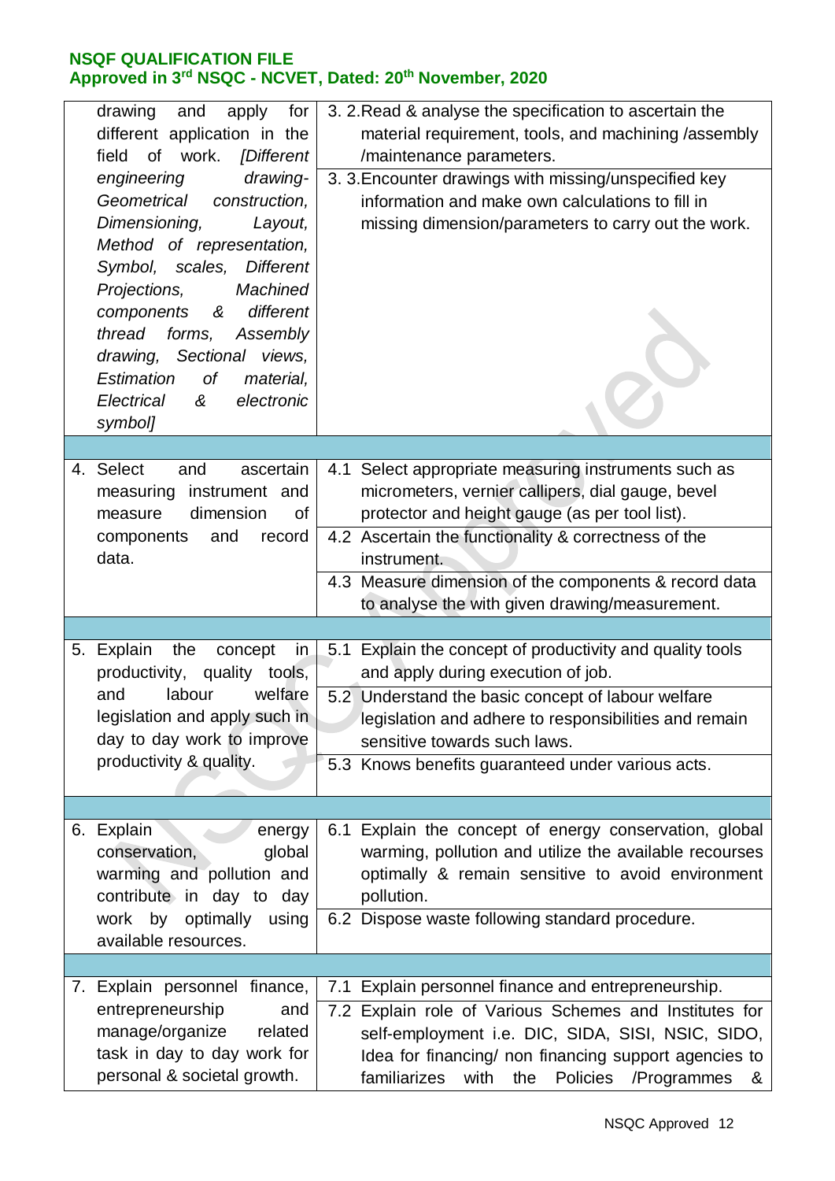| | |
|---|---|
| drawing and apply for different application in the field of work. *[Different engineering drawing-Geometrical construction, Dimensioning, Layout, Method of representation, Symbol, scales, Different Projections, Machined components & different thread forms, Assembly drawing, Sectional views, Estimation of material, Electrical & electronic symbol]* | 3. 2.Read & analyse the specification to ascertain the material requirement, tools, and machining /assembly /maintenance parameters. |
| | 3. 3.Encounter drawings with missing/unspecified key information and make own calculations to fill in missing dimension/parameters to carry out the work. |
| | |
| 4. Select and ascertain measuring instrument and measure dimension of components and record data. | 4.1 Select appropriate measuring instruments such as micrometers, vernier callipers, dial gauge, bevel protector and height gauge (as per tool list). |
| | 4.2 Ascertain the functionality & correctness of the instrument. |
| | 4.3 Measure dimension of the components & record data to analyse the with given drawing/measurement. |
| | |
| 5. Explain the concept in productivity, quality tools, and labour welfare legislation and apply such in day to day work to improve productivity & quality. | 5.1 Explain the concept of productivity and quality tools and apply during execution of job. |
| | 5.2 Understand the basic concept of labour welfare legislation and adhere to responsibilities and remain sensitive towards such laws. |
| | 5.3 Knows benefits guaranteed under various acts. |
| | |
| 6. Explain energy conservation, global warming and pollution and contribute in day to day work by optimally using available resources. | 6.1 Explain the concept of energy conservation, global warming, pollution and utilize the available recourses optimally & remain sensitive to avoid environment pollution. |
| | 6.2 Dispose waste following standard procedure. |
| | |
| 7. Explain personnel finance, entrepreneurship and manage/organize related task in day to day work for personal & societal growth. | 7.1 Explain personnel finance and entrepreneurship. |
| | 7.2 Explain role of Various Schemes and Institutes for self-employment i.e. DIC, SIDA, SISI, NSIC, SIDO, Idea for financing/ non financing support agencies to familiarizes with the Policies /Programmes & |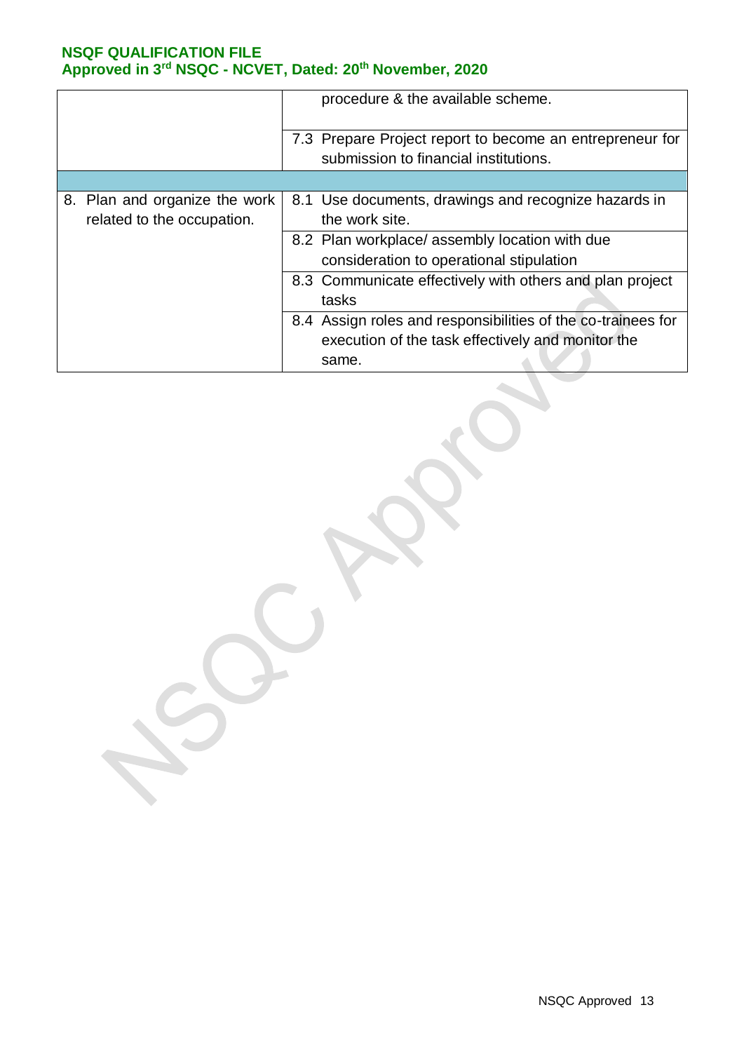| | |
|---|---|
| | procedure & the available scheme. |
| | 7.3 Prepare Project report to become an entrepreneur for submission to financial institutions. |
| | |
| 8. Plan and organize the work related to the occupation. | 8.1 Use documents, drawings and recognize hazards in the work site. |
| | 8.2 Plan workplace/ assembly location with due consideration to operational stipulation |
| | 8.3 Communicate effectively with others and plan project tasks |
| | 8.4 Assign roles and responsibilities of the co-trainees for execution of the task effectively and monitor the same. |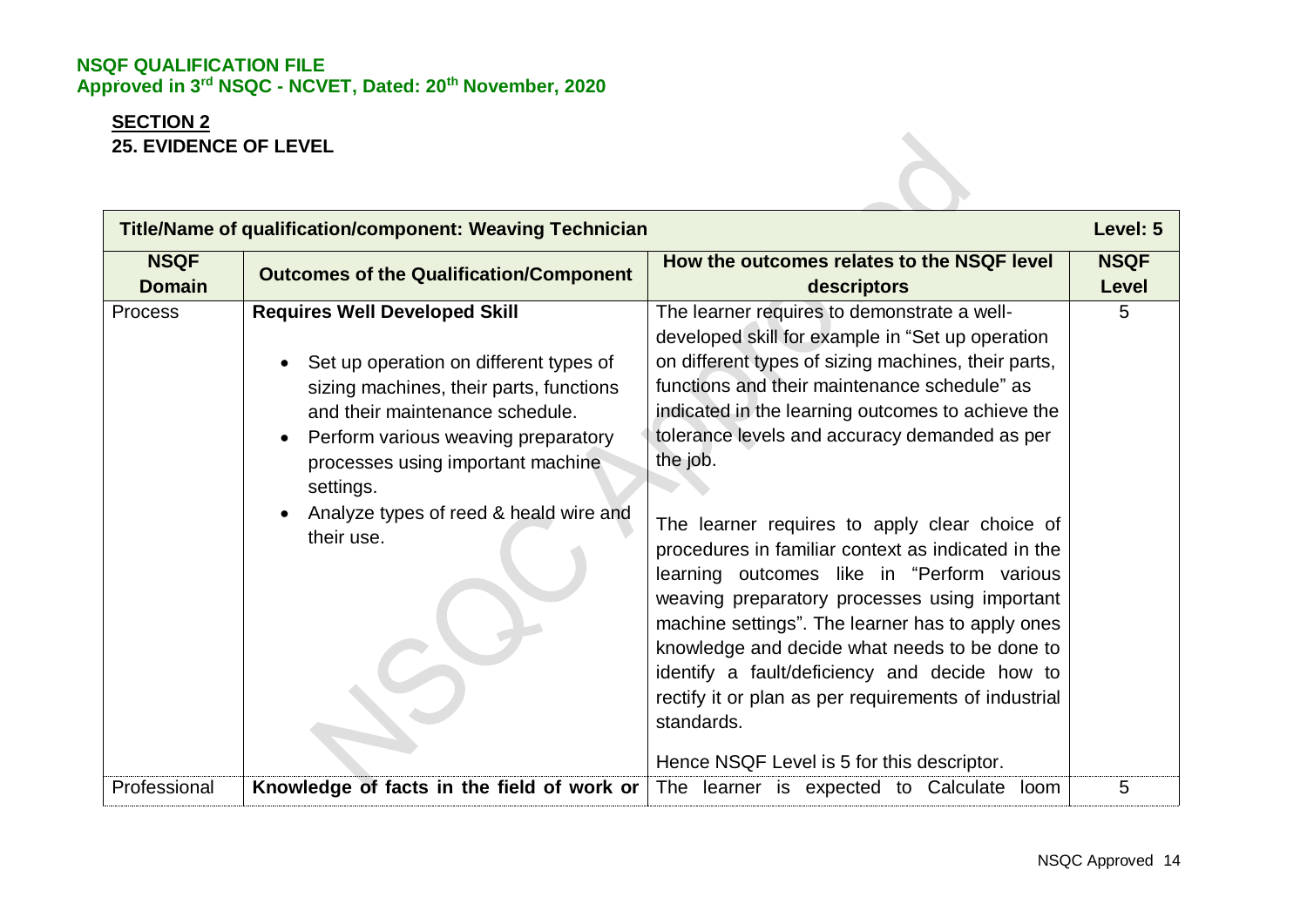**NSQF QUALIFICATION FILE**
**Approved in 3rd NSQC - NCVET, Dated: 20th November, 2020**

## SECTION 2

### 25. EVIDENCE OF LEVEL

| Title/Name of qualification/component: Weaving Technician | | | Level: 5 |
|---|---|---|---|
| **NSQF Domain** | **Outcomes of the Qualification/Component** | **How the outcomes relates to the NSQF level descriptors** | **NSQF Level** |
| Process | **Requires Well Developed Skill**<br><br>• Set up operation on different types of sizing machines, their parts, functions and their maintenance schedule.<br>• Perform various weaving preparatory processes using important machine settings.<br>• Analyze types of reed & heald wire and their use. | The learner requires to demonstrate a well-developed skill for example in "Set up operation on different types of sizing machines, their parts, functions and their maintenance schedule" as indicated in the learning outcomes to achieve the tolerance levels and accuracy demanded as per the job.<br><br>The learner requires to apply clear choice of procedures in familiar context as indicated in the learning outcomes like in "Perform various weaving preparatory processes using important machine settings". The learner has to apply ones knowledge and decide what needs to be done to identify a fault/deficiency and decide how to rectify it or plan as per requirements of industrial standards.<br><br>Hence NSQF Level is 5 for this descriptor. | 5 |
| Professional | **Knowledge of facts in the field of work or** | The learner is expected to Calculate loom | 5 |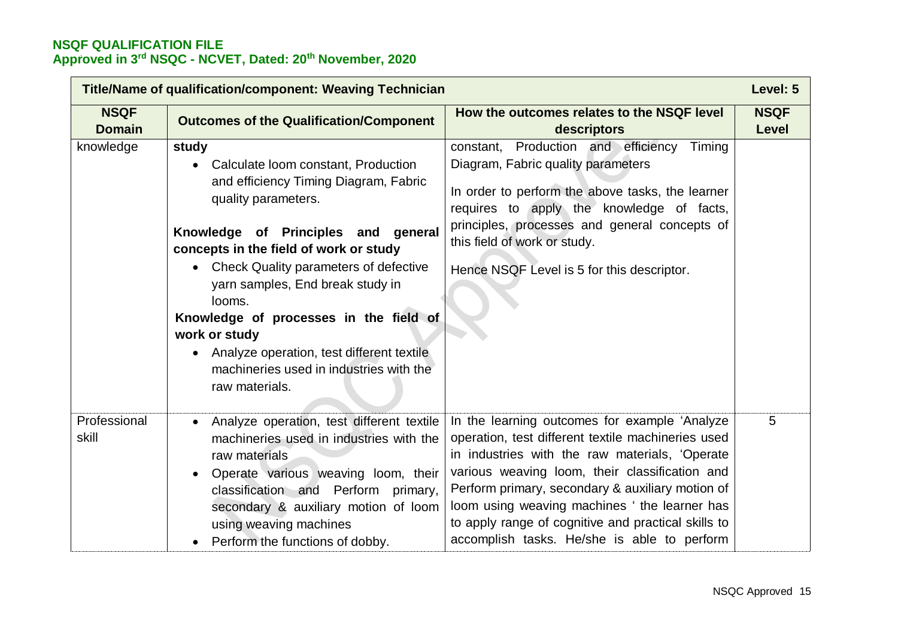**NSQF QUALIFICATION FILE**
**Approved in 3rd NSQC - NCVET, Dated: 20th November, 2020**

| Title/Name of qualification/component: Weaving Technician | | | Level: 5 |
|---|---|---|---|
| **NSQF Domain** | **Outcomes of the Qualification/Component** | **How the outcomes relates to the NSQF level descriptors** | **NSQF Level** |
| knowledge | **study**<br>• Calculate loom constant, Production and efficiency Timing Diagram, Fabric quality parameters.<br><br>**Knowledge of Principles and general concepts in the field of work or study**<br>• Check Quality parameters of defective yarn samples, End break study in looms.<br>**Knowledge of processes in the field of work or study**<br>• Analyze operation, test different textile machineries used in industries with the raw materials. | constant, Production and efficiency Timing Diagram, Fabric quality parameters<br><br>In order to perform the above tasks, the learner requires to apply the knowledge of facts, principles, processes and general concepts of this field of work or study.<br><br>Hence NSQF Level is 5 for this descriptor. | |
| Professional skill | • Analyze operation, test different textile machineries used in industries with the raw materials<br>• Operate various weaving loom, their classification and Perform primary, secondary & auxiliary motion of loom using weaving machines<br>• Perform the functions of dobby. | In the learning outcomes for example 'Analyze operation, test different textile machineries used in industries with the raw materials, 'Operate various weaving loom, their classification and Perform primary, secondary & auxiliary motion of loom using weaving machines ' the learner has to apply range of cognitive and practical skills to accomplish tasks. He/she is able to perform | 5 |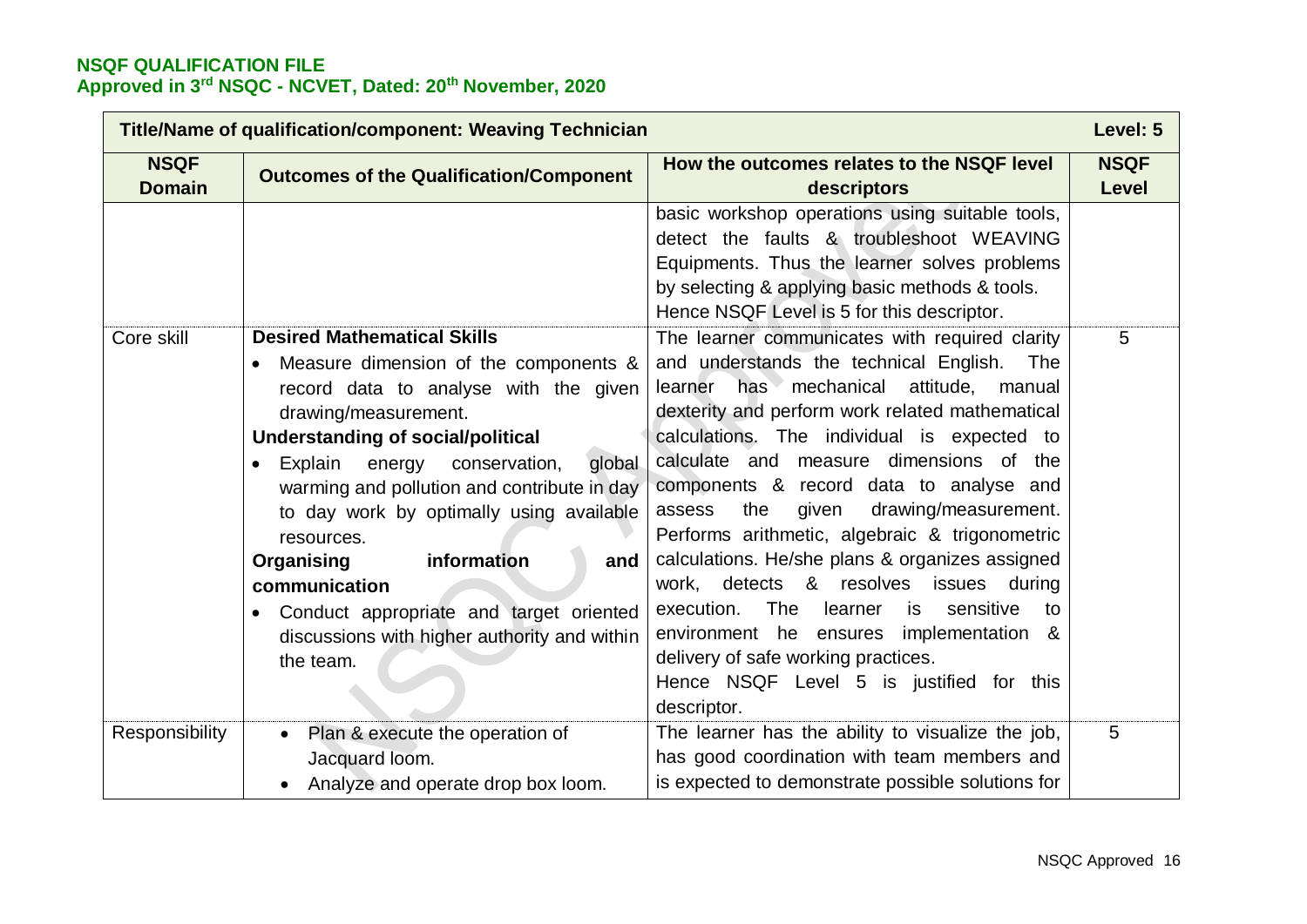**NSQF QUALIFICATION FILE**
**Approved in 3rd NSQC - NCVET, Dated: 20th November, 2020**

| **Title/Name of qualification/component: Weaving Technician** | | | **Level: 5** |
|---|---|---|---|
| **NSQF Domain** | **Outcomes of the Qualification/Component** | **How the outcomes relates to the NSQF level descriptors** | **NSQF Level** |
| | | basic workshop operations using suitable tools, detect the faults & troubleshoot WEAVING Equipments. Thus the learner solves problems by selecting & applying basic methods & tools. Hence NSQF Level is 5 for this descriptor. | |
| Core skill | **Desired Mathematical Skills** <br>• Measure dimension of the components & record data to analyse with the given drawing/measurement. <br>**Understanding of social/political** <br>• Explain energy conservation, global warming and pollution and contribute in day to day work by optimally using available resources. <br>**Organising information and communication** <br>• Conduct appropriate and target oriented discussions with higher authority and within the team. | The learner communicates with required clarity and understands the technical English. The learner has mechanical attitude, manual dexterity and perform work related mathematical calculations. The individual is expected to calculate and measure dimensions of the components & record data to analyse and assess the given drawing/measurement. Performs arithmetic, algebraic & trigonometric calculations. He/she plans & organizes assigned work, detects & resolves issues during execution. The learner is sensitive to environment he ensures implementation & delivery of safe working practices. <br>Hence NSQF Level 5 is justified for this descriptor. | 5 |
| Responsibility | • Plan & execute the operation of Jacquard loom. <br>• Analyze and operate drop box loom. | The learner has the ability to visualize the job, has good coordination with team members and is expected to demonstrate possible solutions for | 5 |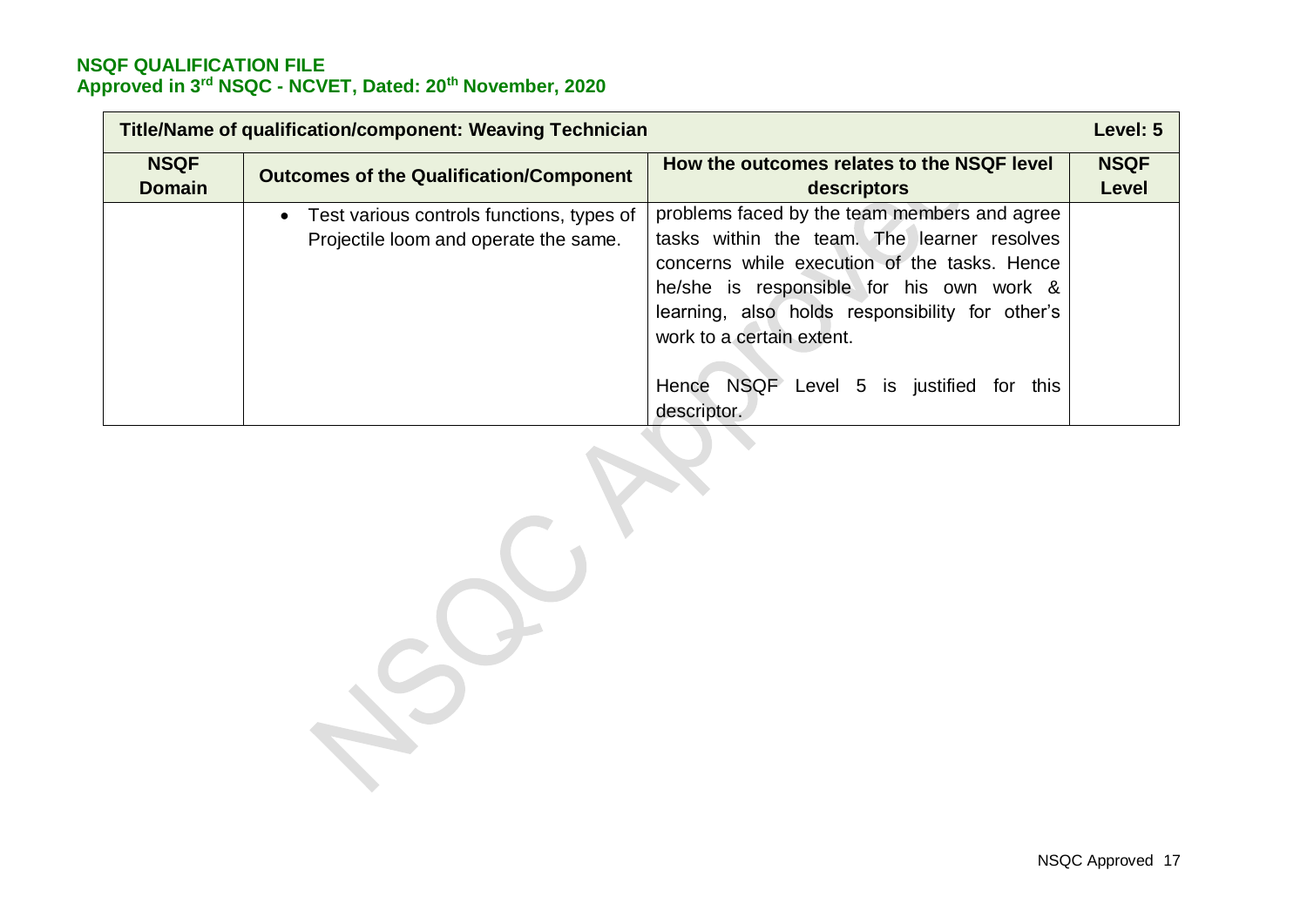| Title/Name of qualification/component: Weaving Technician | | | Level: 5 |
|---|---|---|---|
| **NSQF Domain** | **Outcomes of the Qualification/Component** | **How the outcomes relates to the NSQF level descriptors** | **NSQF Level** |
| | • Test various controls functions, types of Projectile loom and operate the same. | problems faced by the team members and agree tasks within the team. The learner resolves concerns while execution of the tasks. Hence he/she is responsible for his own work & learning, also holds responsibility for other's work to a certain extent.<br><br>Hence NSQF Level 5 is justified for this descriptor. | |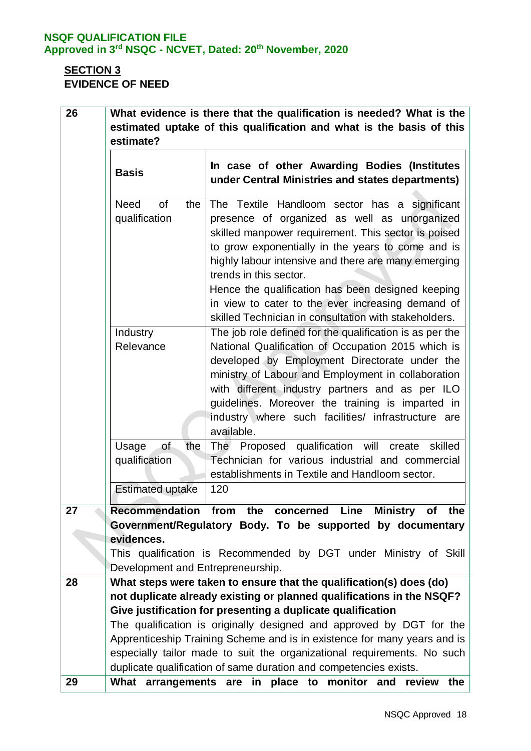## SECTION 3
## EVIDENCE OF NEED

| | |
|---|---|
| **26** | **What evidence is there that the qualification is needed? What is the estimated uptake of this qualification and what is the basis of this estimate?** |

| **Basis** | **In case of other Awarding Bodies (Institutes under Central Ministries and states departments)** |
|---|---|
| Need of the qualification | The Textile Handloom sector has a significant presence of organized as well as unorganized skilled manpower requirement. This sector is poised to grow exponentially in the years to come and is highly labour intensive and there are many emerging trends in this sector.<br>Hence the qualification has been designed keeping in view to cater to the ever increasing demand of skilled Technician in consultation with stakeholders. |
| Industry Relevance | The job role defined for the qualification is as per the National Qualification of Occupation 2015 which is developed by Employment Directorate under the ministry of Labour and Employment in collaboration with different industry partners and as per ILO guidelines. Moreover the training is imparted in industry where such facilities/ infrastructure are available. |
| Usage of the qualification | The Proposed qualification will create skilled Technician for various industrial and commercial establishments in Textile and Handloom sector. |
| Estimated uptake | 120 |

| | |
|---|---|
| **27** | **Recommendation from the concerned Line Ministry of the Government/Regulatory Body. To be supported by documentary evidences.**<br>This qualification is Recommended by DGT under Ministry of Skill Development and Entrepreneurship. |
| **28** | **What steps were taken to ensure that the qualification(s) does (do) not duplicate already existing or planned qualifications in the NSQF? Give justification for presenting a duplicate qualification**<br>The qualification is originally designed and approved by DGT for the Apprenticeship Training Scheme and is in existence for many years and is especially tailor made to suit the organizational requirements. No such duplicate qualification of same duration and competencies exists. |
| **29** | **What arrangements are in place to monitor and review the** |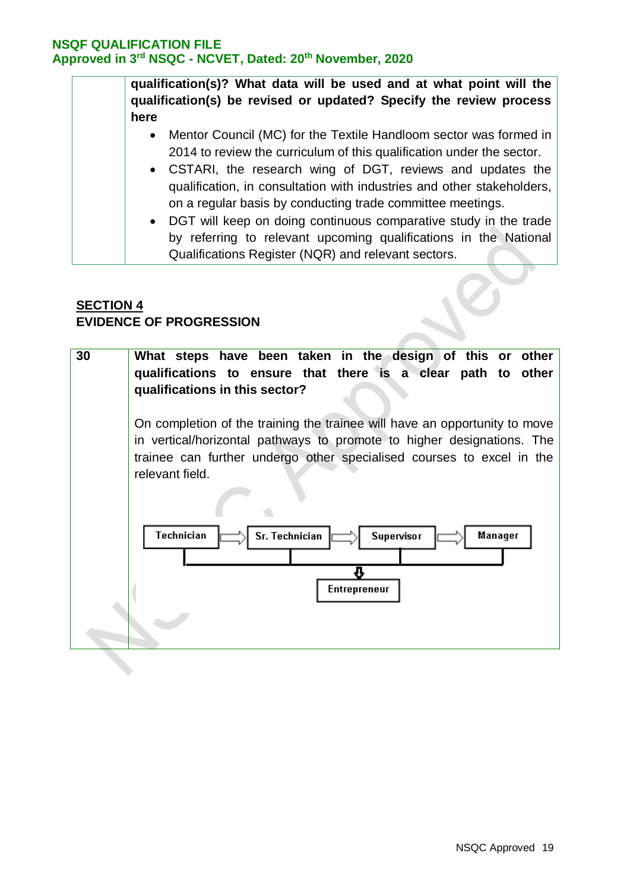| | |
|---|---|
| | **qualification(s)? What data will be used and at what point will the qualification(s) be revised or updated? Specify the review process here**<br>• Mentor Council (MC) for the Textile Handloom sector was formed in 2014 to review the curriculum of this qualification under the sector.<br>• CSTARI, the research wing of DGT, reviews and updates the qualification, in consultation with industries and other stakeholders, on a regular basis by conducting trade committee meetings.<br>• DGT will keep on doing continuous comparative study in the trade by referring to relevant upcoming qualifications in the National Qualifications Register (NQR) and relevant sectors. |

## SECTION 4
## EVIDENCE OF PROGRESSION

| | |
|---|---|
| **30** | **What steps have been taken in the design of this or other qualifications to ensure that there is a clear path to other qualifications in this sector?**<br><br>On completion of the training the trainee will have an opportunity to move in vertical/horizontal pathways to promote to higher designations. The trainee can further undergo other specialised courses to excel in the relevant field.<br><br>Technician → Sr. Technician → Supervisor → Manager<br>Entrepreneur |